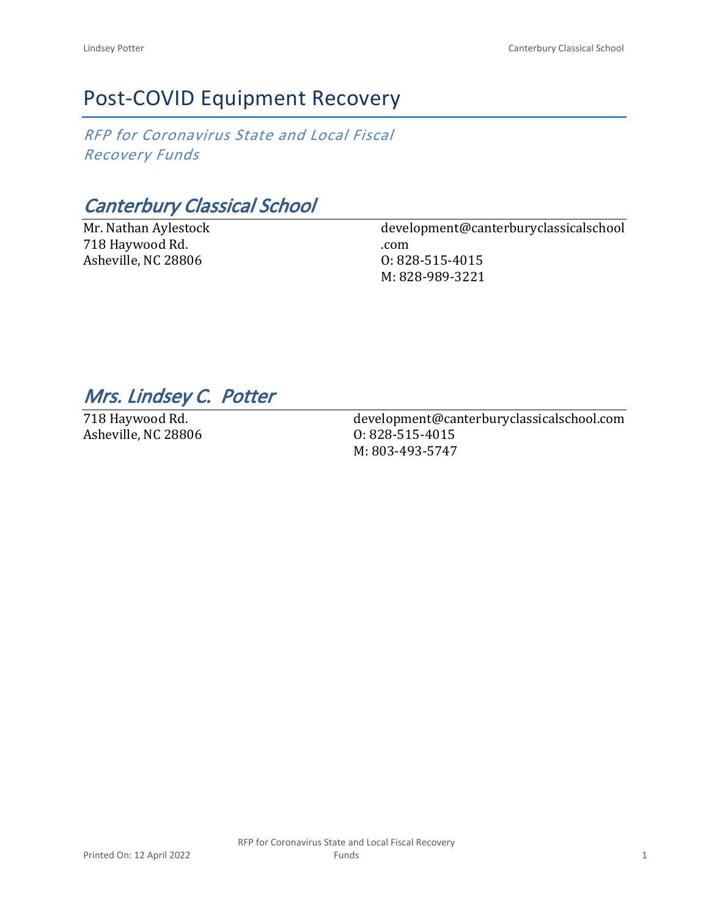# Post-COVID Equipment Recovery

*RFP for Coronavirus State and Local Fiscal Recovery Funds*

## *Canterbury Classical School*

Mr. Nathan Aylestock
718 Haywood Rd.
Asheville, NC 28806

development@canterburyclassicalschool.com
O: 828-515-4015
M: 828-989-3221

## *Mrs. Lindsey C. Potter*

718 Haywood Rd.
Asheville, NC 28806

development@canterburyclassicalschool.com
O: 828-515-4015
M: 803-493-5747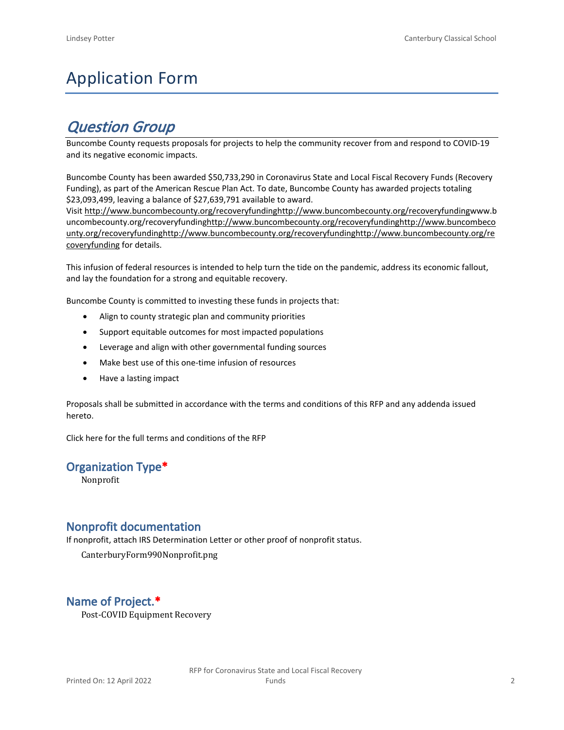# Application Form

## *Question Group*

Buncombe County requests proposals for projects to help the community recover from and respond to COVID-19 and its negative economic impacts.

Buncombe County has been awarded $50,733,290 in Coronavirus State and Local Fiscal Recovery Funds (Recovery Funding), as part of the American Rescue Plan Act. To date, Buncombe County has awarded projects totaling $23,093,499, leaving a balance of $27,639,791 available to award.
Visit http://www.buncombecounty.org/recoveryfundinghttp://www.buncombecounty.org/recoveryfundingwww.buncombecounty.org/recoveryfundinghttp://www.buncombecounty.org/recoveryfundinghttp://www.buncombecounty.org/recoveryfundinghttp://www.buncombecounty.org/recoveryfundinghttp://www.buncombecounty.org/recoveryfunding for details.

This infusion of federal resources is intended to help turn the tide on the pandemic, address its economic fallout, and lay the foundation for a strong and equitable recovery.

Buncombe County is committed to investing these funds in projects that:

- Align to county strategic plan and community priorities
- Support equitable outcomes for most impacted populations
- Leverage and align with other governmental funding sources
- Make best use of this one-time infusion of resources
- Have a lasting impact

Proposals shall be submitted in accordance with the terms and conditions of this RFP and any addenda issued hereto.

Click here for the full terms and conditions of the RFP

### Organization Type*

Nonprofit

### Nonprofit documentation

If nonprofit, attach IRS Determination Letter or other proof of nonprofit status.

CanterburyForm990Nonprofit.png

### Name of Project.*

Post-COVID Equipment Recovery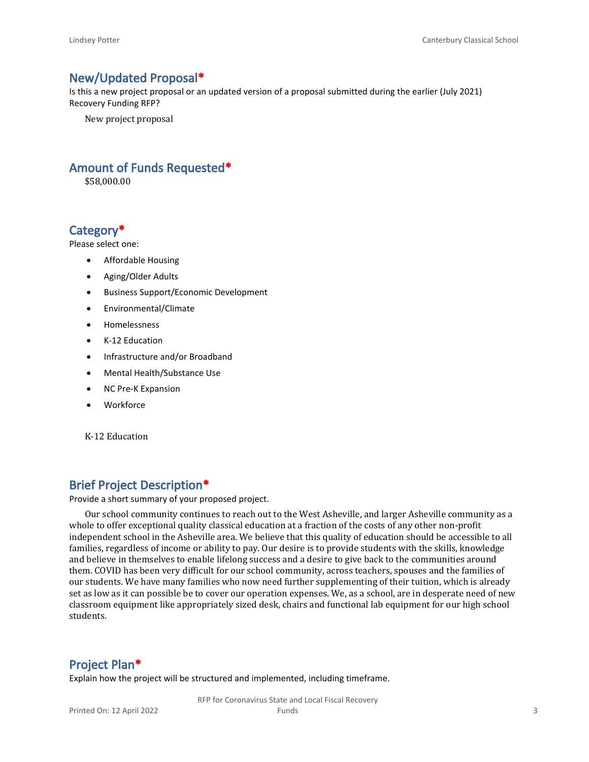## New/Updated Proposal*

Is this a new project proposal or an updated version of a proposal submitted during the earlier (July 2021) Recovery Funding RFP?

New project proposal

## Amount of Funds Requested*

$58,000.00

## Category*

Please select one:

- Affordable Housing
- Aging/Older Adults
- Business Support/Economic Development
- Environmental/Climate
- Homelessness
- K-12 Education
- Infrastructure and/or Broadband
- Mental Health/Substance Use
- NC Pre-K Expansion
- Workforce

K-12 Education

## Brief Project Description*

Provide a short summary of your proposed project.

Our school community continues to reach out to the West Asheville, and larger Asheville community as a whole to offer exceptional quality classical education at a fraction of the costs of any other non-profit independent school in the Asheville area. We believe that this quality of education should be accessible to all families, regardless of income or ability to pay. Our desire is to provide students with the skills, knowledge and believe in themselves to enable lifelong success and a desire to give back to the communities around them. COVID has been very difficult for our school community, across teachers, spouses and the families of our students. We have many families who now need further supplementing of their tuition, which is already set as low as it can possible be to cover our operation expenses. We, as a school, are in desperate need of new classroom equipment like appropriately sized desk, chairs and functional lab equipment for our high school students.

## Project Plan*

Explain how the project will be structured and implemented, including timeframe.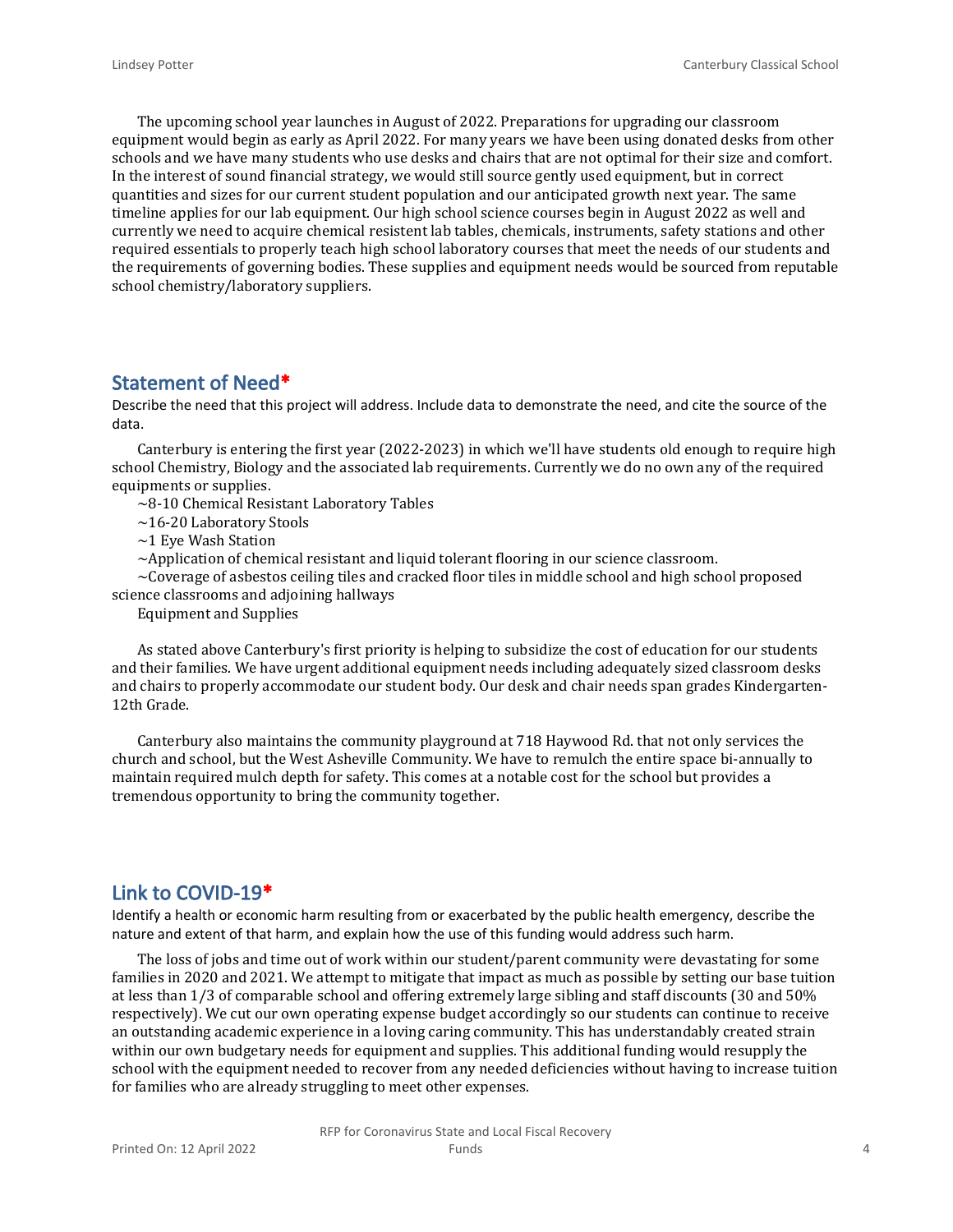The upcoming school year launches in August of 2022. Preparations for upgrading our classroom equipment would begin as early as April 2022. For many years we have been using donated desks from other schools and we have many students who use desks and chairs that are not optimal for their size and comfort. In the interest of sound financial strategy, we would still source gently used equipment, but in correct quantities and sizes for our current student population and our anticipated growth next year. The same timeline applies for our lab equipment. Our high school science courses begin in August 2022 as well and currently we need to acquire chemical resistent lab tables, chemicals, instruments, safety stations and other required essentials to properly teach high school laboratory courses that meet the needs of our students and the requirements of governing bodies. These supplies and equipment needs would be sourced from reputable school chemistry/laboratory suppliers.

## Statement of Need*

Describe the need that this project will address. Include data to demonstrate the need, and cite the source of the data.

Canterbury is entering the first year (2022-2023) in which we'll have students old enough to require high school Chemistry, Biology and the associated lab requirements. Currently we do no own any of the required equipments or supplies.

~8-10 Chemical Resistant Laboratory Tables

~16-20 Laboratory Stools

~1 Eye Wash Station

~Application of chemical resistant and liquid tolerant flooring in our science classroom.

~Coverage of asbestos ceiling tiles and cracked floor tiles in middle school and high school proposed science classrooms and adjoining hallways

Equipment and Supplies

As stated above Canterbury's first priority is helping to subsidize the cost of education for our students and their families. We have urgent additional equipment needs including adequately sized classroom desks and chairs to properly accommodate our student body. Our desk and chair needs span grades Kindergarten-12th Grade.

Canterbury also maintains the community playground at 718 Haywood Rd. that not only services the church and school, but the West Asheville Community. We have to remulch the entire space bi-annually to maintain required mulch depth for safety. This comes at a notable cost for the school but provides a tremendous opportunity to bring the community together.

## Link to COVID-19*

Identify a health or economic harm resulting from or exacerbated by the public health emergency, describe the nature and extent of that harm, and explain how the use of this funding would address such harm.

The loss of jobs and time out of work within our student/parent community were devastating for some families in 2020 and 2021. We attempt to mitigate that impact as much as possible by setting our base tuition at less than 1/3 of comparable school and offering extremely large sibling and staff discounts (30 and 50% respectively). We cut our own operating expense budget accordingly so our students can continue to receive an outstanding academic experience in a loving caring community. This has understandably created strain within our own budgetary needs for equipment and supplies. This additional funding would resupply the school with the equipment needed to recover from any needed deficiencies without having to increase tuition for families who are already struggling to meet other expenses.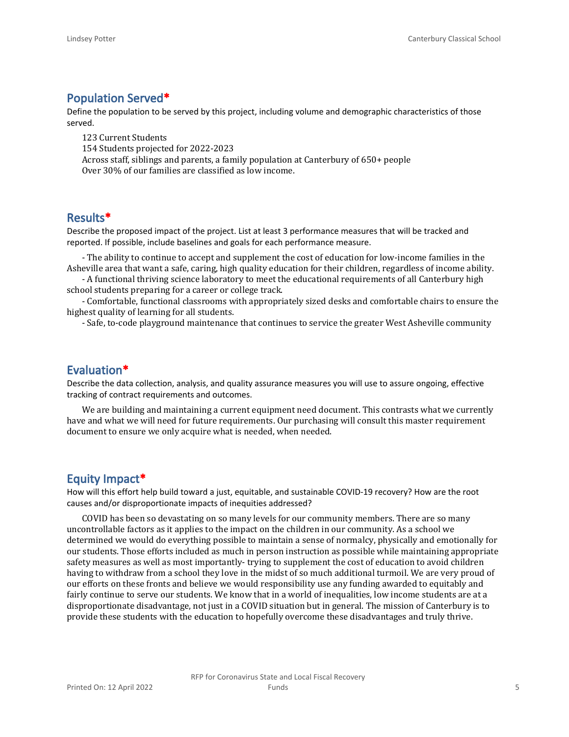## Population Served*

Define the population to be served by this project, including volume and demographic characteristics of those served.

123 Current Students
154 Students projected for 2022-2023
Across staff, siblings and parents, a family population at Canterbury of 650+ people
Over 30% of our families are classified as low income.

## Results*

Describe the proposed impact of the project. List at least 3 performance measures that will be tracked and reported. If possible, include baselines and goals for each performance measure.

- The ability to continue to accept and supplement the cost of education for low-income families in the Asheville area that want a safe, caring, high quality education for their children, regardless of income ability.
- A functional thriving science laboratory to meet the educational requirements of all Canterbury high school students preparing for a career or college track.
- Comfortable, functional classrooms with appropriately sized desks and comfortable chairs to ensure the highest quality of learning for all students.
- Safe, to-code playground maintenance that continues to service the greater West Asheville community

## Evaluation*

Describe the data collection, analysis, and quality assurance measures you will use to assure ongoing, effective tracking of contract requirements and outcomes.

We are building and maintaining a current equipment need document. This contrasts what we currently have and what we will need for future requirements. Our purchasing will consult this master requirement document to ensure we only acquire what is needed, when needed.

## Equity Impact*

How will this effort help build toward a just, equitable, and sustainable COVID-19 recovery? How are the root causes and/or disproportionate impacts of inequities addressed?

COVID has been so devastating on so many levels for our community members. There are so many uncontrollable factors as it applies to the impact on the children in our community. As a school we determined we would do everything possible to maintain a sense of normalcy, physically and emotionally for our students. Those efforts included as much in person instruction as possible while maintaining appropriate safety measures as well as most importantly- trying to supplement the cost of education to avoid children having to withdraw from a school they love in the midst of so much additional turmoil. We are very proud of our efforts on these fronts and believe we would responsibility use any funding awarded to equitably and fairly continue to serve our students. We know that in a world of inequalities, low income students are at a disproportionate disadvantage, not just in a COVID situation but in general. The mission of Canterbury is to provide these students with the education to hopefully overcome these disadvantages and truly thrive.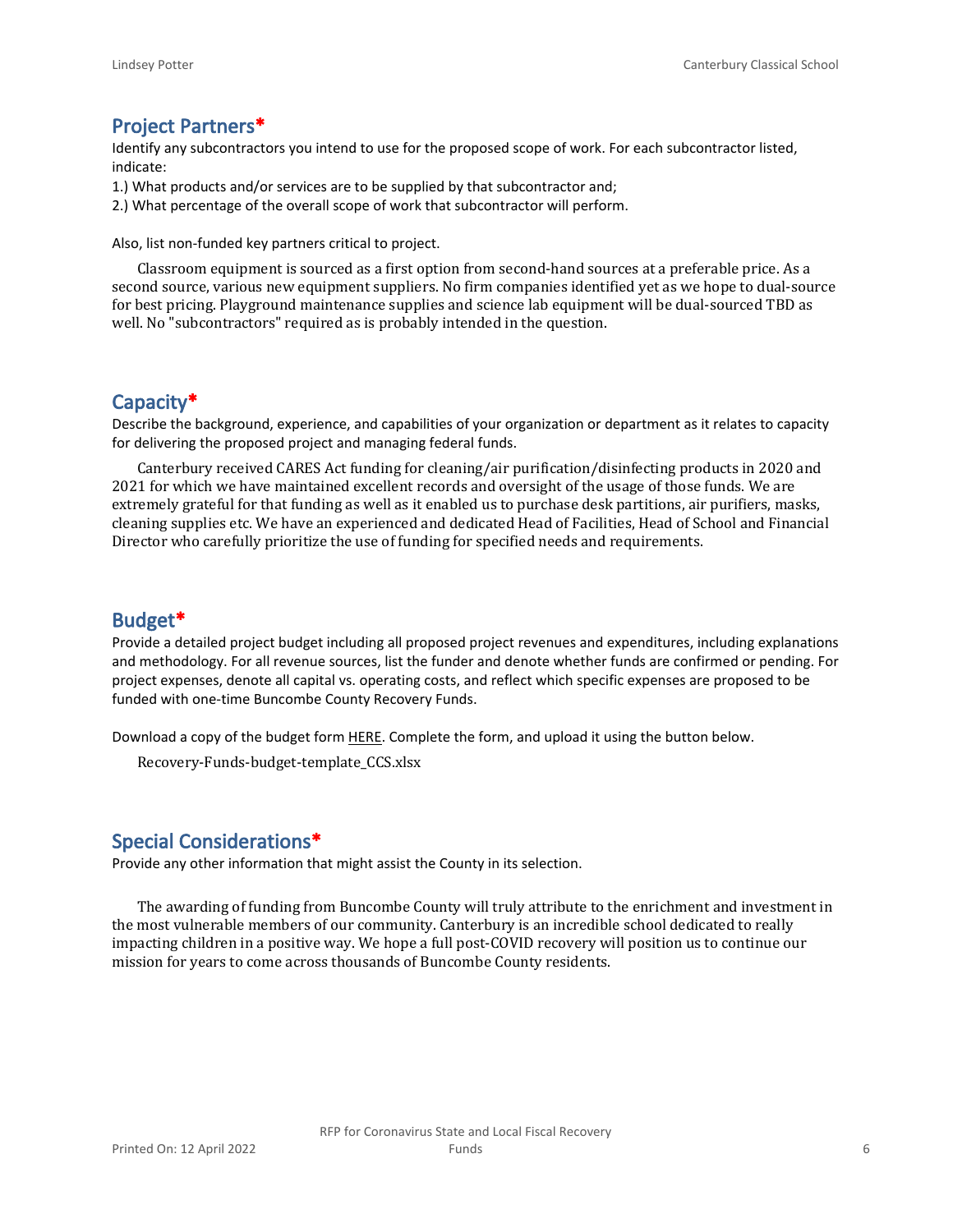## Project Partners*

Identify any subcontractors you intend to use for the proposed scope of work. For each subcontractor listed, indicate:

1.) What products and/or services are to be supplied by that subcontractor and;

2.) What percentage of the overall scope of work that subcontractor will perform.

Also, list non-funded key partners critical to project.

Classroom equipment is sourced as a first option from second-hand sources at a preferable price. As a second source, various new equipment suppliers. No firm companies identified yet as we hope to dual-source for best pricing. Playground maintenance supplies and science lab equipment will be dual-sourced TBD as well. No "subcontractors" required as is probably intended in the question.

## Capacity*

Describe the background, experience, and capabilities of your organization or department as it relates to capacity for delivering the proposed project and managing federal funds.

Canterbury received CARES Act funding for cleaning/air purification/disinfecting products in 2020 and 2021 for which we have maintained excellent records and oversight of the usage of those funds. We are extremely grateful for that funding as well as it enabled us to purchase desk partitions, air purifiers, masks, cleaning supplies etc. We have an experienced and dedicated Head of Facilities, Head of School and Financial Director who carefully prioritize the use of funding for specified needs and requirements.

## Budget*

Provide a detailed project budget including all proposed project revenues and expenditures, including explanations and methodology. For all revenue sources, list the funder and denote whether funds are confirmed or pending. For project expenses, denote all capital vs. operating costs, and reflect which specific expenses are proposed to be funded with one-time Buncombe County Recovery Funds.

Download a copy of the budget form HERE. Complete the form, and upload it using the button below.

Recovery-Funds-budget-template_CCS.xlsx

## Special Considerations*

Provide any other information that might assist the County in its selection.

The awarding of funding from Buncombe County will truly attribute to the enrichment and investment in the most vulnerable members of our community. Canterbury is an incredible school dedicated to really impacting children in a positive way. We hope a full post-COVID recovery will position us to continue our mission for years to come across thousands of Buncombe County residents.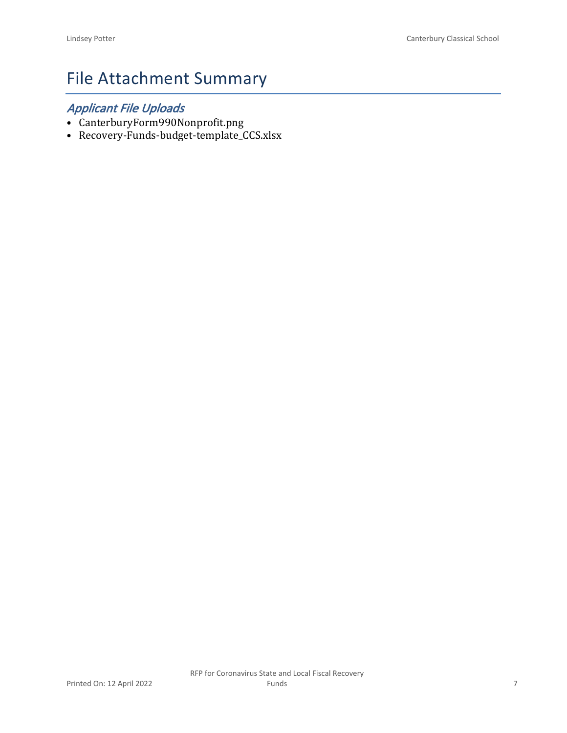# File Attachment Summary

## *Applicant File Uploads*

- CanterburyForm990Nonprofit.png
- Recovery-Funds-budget-template_CCS.xlsx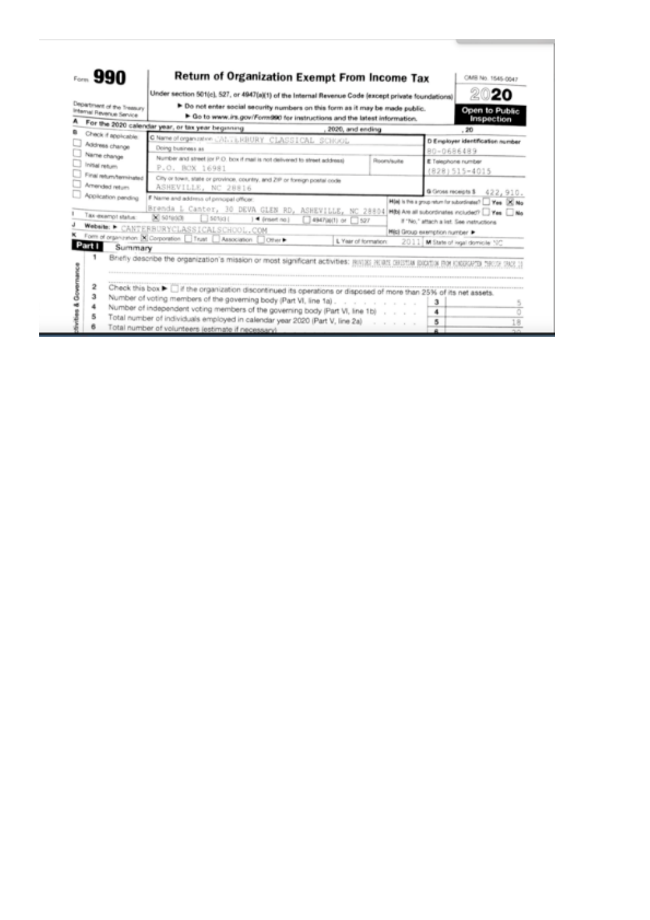Form **990**

# Return of Organization Exempt From Income Tax

OMB No. 1545-0047

**2020**

**Open to Public Inspection**

Under section 501(c), 527, or 4947(a)(1) of the Internal Revenue Code (except private foundations)

▶ Do not enter social security numbers on this form as it may be made public.

▶ Go to www.irs.gov/Form990 for instructions and the latest information.

Department of the Treasury
Internal Revenue Service

**A** For the 2020 calendar year, or tax year beginning , 2020, and ending , 20

**B** Check if applicable:
- ☐ Address change
- ☐ Name change
- ☐ Initial return
- ☐ Final return/terminated
- ☐ Amended return
- ☐ Application pending

**C** Name of organization: CANTERBURY CLASSICAL SCHOOL

Doing business as

Number and street (or P.O. box if mail is not delivered to street address): P.O. BOX 16981 | Room/suite

City or town, state or province, country, and ZIP or foreign postal code: ASHEVILLE, NC 28816

**D** Employer identification number: 80-0686489

**E** Telephone number: (828) 515-4015

**G** Gross receipts $ 422,910.

**F** Name and address of principal officer: Brenda L Canter, 30 DEVA GLEN RD, ASHEVILLE, NC 28804

**H(a)** Is this a group return for subordinates? ☐ Yes ☒ No

**H(b)** Are all subordinates included? ☐ Yes ☐ No
If "No," attach a list. See instructions

**I** Tax-exempt status: ☒ 501(c)(3) ☐ 501(c) ( ) ◀ (insert no.) ☐ 4947(a)(1) or ☐ 527

**J** Website: ▶ CANTERBURYCLASSICALSCHOOL.COM

**H(c)** Group exemption number ▶

**K** Form of organization: ☒ Corporation ☐ Trust ☐ Association ☐ Other ▶

**L** Year of formation: 2011

**M** State of legal domicile: NC

## Part I Summary

**Activities & Governance**

1 Briefly describe the organization's mission or most significant activities: PROVIDES PRIVATE CHRISTIAN EDUCATION FROM KINDERGARTEN THROUGH GRADE 12

2 Check this box ▶ ☐ if the organization discontinued its operations or disposed of more than 25% of its net assets.

| | | | |
|---|---|---|---|
| 3 | Number of voting members of the governing body (Part VI, line 1a) | 3 | 5 |
| 4 | Number of independent voting members of the governing body (Part VI, line 1b) | 4 | 0 |
| 5 | Total number of individuals employed in calendar year 2020 (Part V, line 2a) | 5 | 18 |
| 6 | Total number of volunteers (estimate if necessary) | 6 | |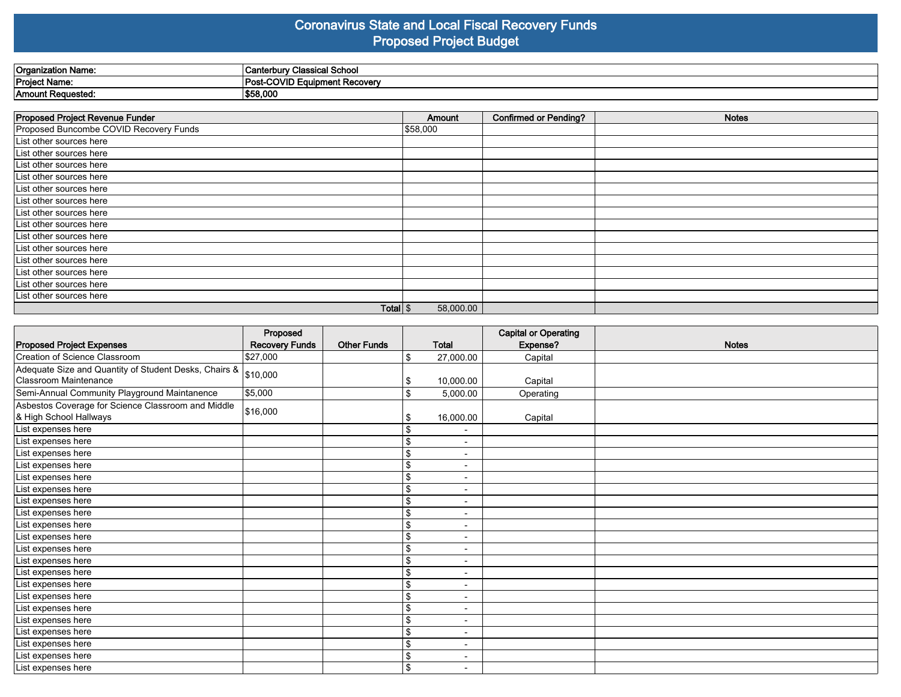# Coronavirus State and Local Fiscal Recovery Funds
## Proposed Project Budget

| | |
|---|---|
| **Organization Name:** | **Canterbury Classical School** |
| **Project Name:** | **Post-COVID Equipment Recovery** |
| **Amount Requested:** | **$58,000** |

| Proposed Project Revenue Funder | Amount | Confirmed or Pending? | Notes |
|---|---|---|---|
| Proposed Buncombe COVID Recovery Funds | $58,000 | | |
| List other sources here | | | |
| List other sources here | | | |
| List other sources here | | | |
| List other sources here | | | |
| List other sources here | | | |
| List other sources here | | | |
| List other sources here | | | |
| List other sources here | | | |
| List other sources here | | | |
| List other sources here | | | |
| List other sources here | | | |
| List other sources here | | | |
| List other sources here | | | |
| List other sources here | | | |
| Total | $ 58,000.00 | | |

| Proposed Project Expenses | Proposed Recovery Funds | Other Funds | Total | Capital or Operating Expense? | Notes |
|---|---|---|---|---|---|
| Creation of Science Classroom | $27,000 | | $ 27,000.00 | Capital | |
| Adequate Size and Quantity of Student Desks, Chairs & Classroom Maintenance | $10,000 | | $ 10,000.00 | Capital | |
| Semi-Annual Community Playground Maintanence | $5,000 | | $ 5,000.00 | Operating | |
| Asbestos Coverage for Science Classroom and Middle & High School Hallways | $16,000 | | $ 16,000.00 | Capital | |
| List expenses here | | | $ - | | |
| List expenses here | | | $ - | | |
| List expenses here | | | $ - | | |
| List expenses here | | | $ - | | |
| List expenses here | | | $ - | | |
| List expenses here | | | $ - | | |
| List expenses here | | | $ - | | |
| List expenses here | | | $ - | | |
| List expenses here | | | $ - | | |
| List expenses here | | | $ - | | |
| List expenses here | | | $ - | | |
| List expenses here | | | $ - | | |
| List expenses here | | | $ - | | |
| List expenses here | | | $ - | | |
| List expenses here | | | $ - | | |
| List expenses here | | | $ - | | |
| List expenses here | | | $ - | | |
| List expenses here | | | $ - | | |
| List expenses here | | | $ - | | |
| List expenses here | | | $ - | | |
| List expenses here | | | $ - | | |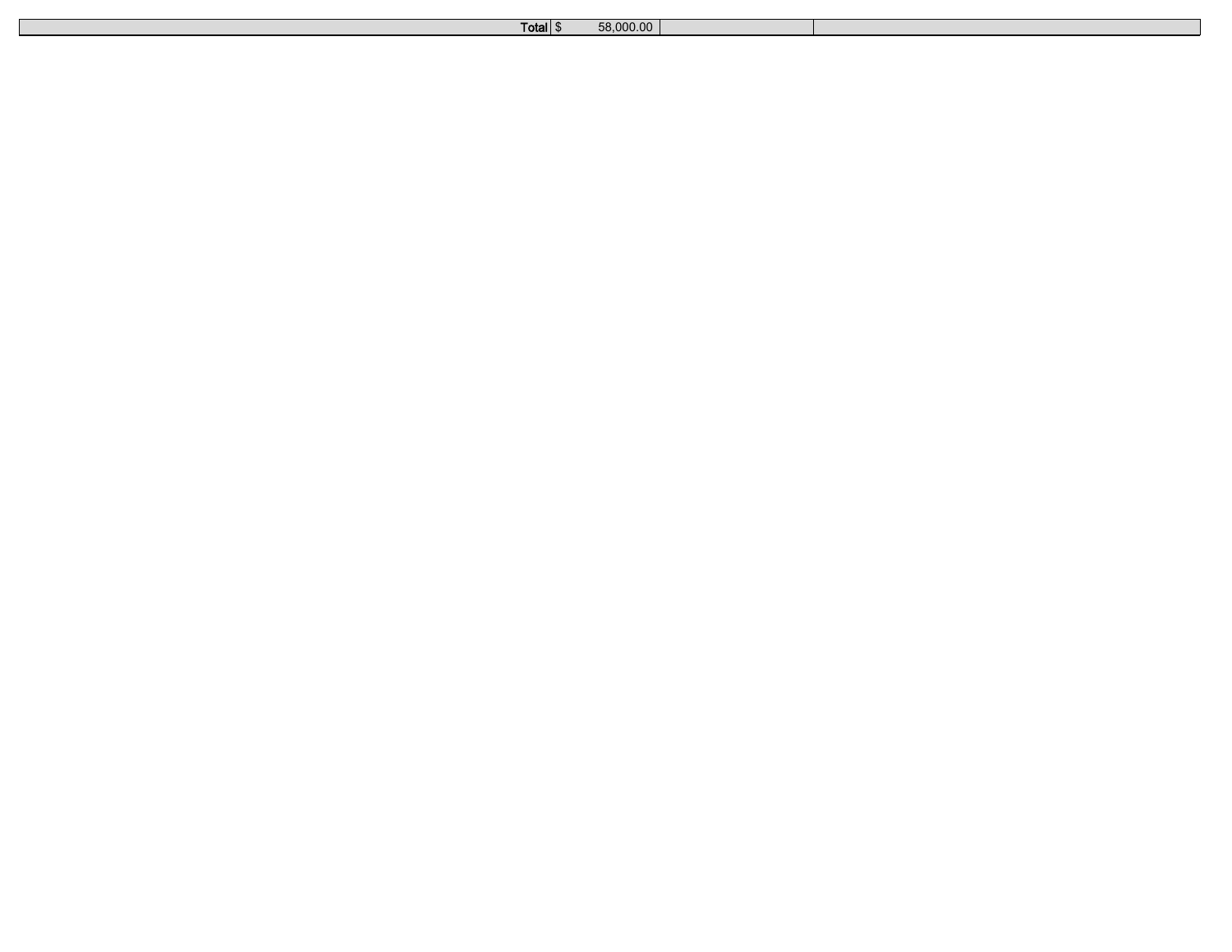| | | | |
|---|---|---|---|
| Total | $ 58,000.00 | | |